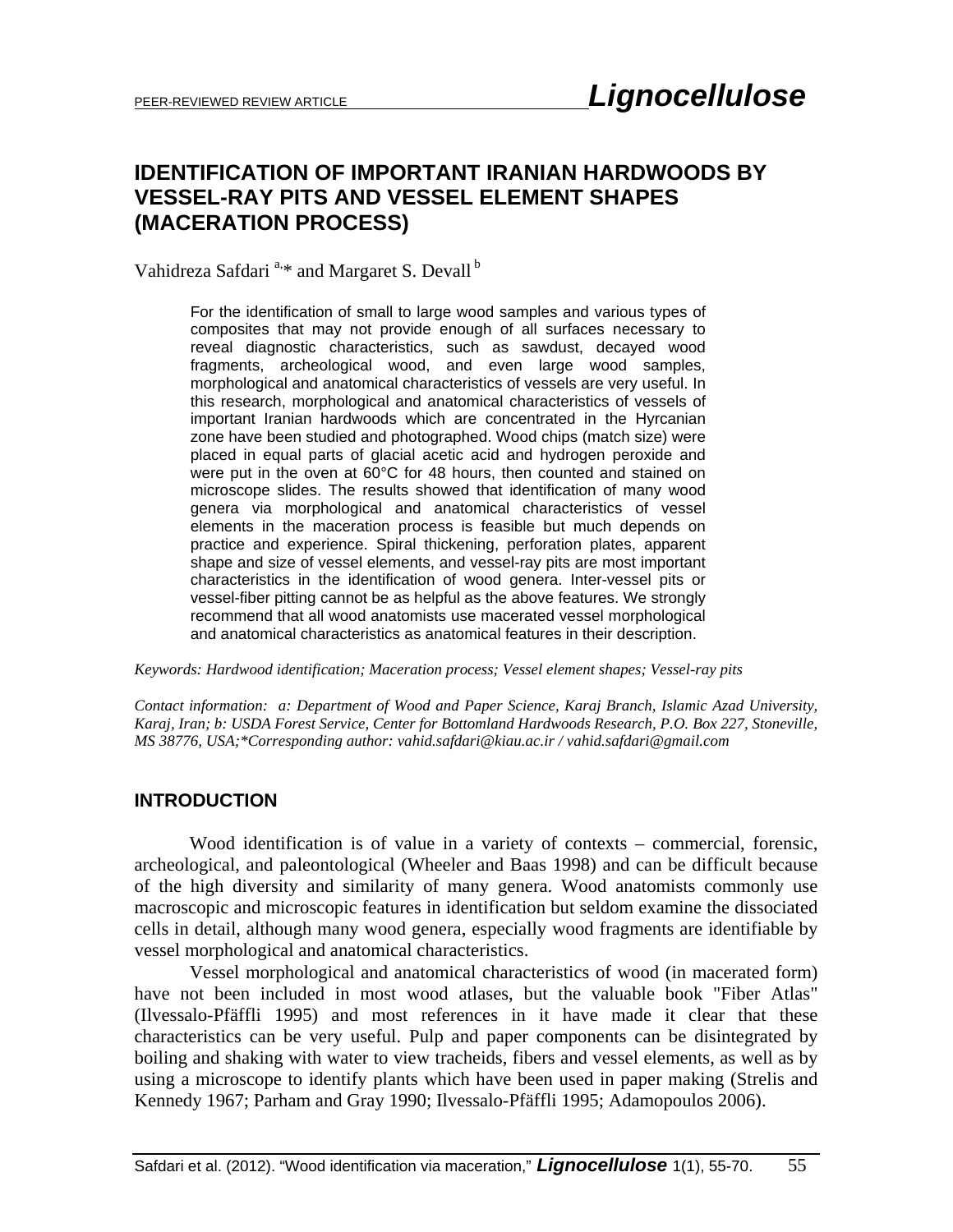PEER-REVIEWED REVIEW ARTICLE

# IDENTIFICATION OF IMPORTANT IRANIAN HARDWOODS BY VESSEL-RAY PITS AND VESSEL ELEMENT SHAPES (MACERATION PROCESS)

Vahidreza Safdari [a,]* and Margaret S. Devall [b]

For the identification of small to large wood samples and various types of composites that may not provide enough of all surfaces necessary to reveal diagnostic characteristics, such as sawdust, decayed wood fragments, archeological wood, and even large wood samples, morphological and anatomical characteristics of vessels are very useful. In this research, morphological and anatomical characteristics of vessels of important Iranian hardwoods which are concentrated in the Hyrcanian zone have been studied and photographed. Wood chips (match size) were placed in equal parts of glacial acetic acid and hydrogen peroxide and were put in the oven at 60°C for 48 hours, then counted and stained on microscope slides. The results showed that identification of many wood genera via morphological and anatomical characteristics of vessel elements in the maceration process is feasible but much depends on practice and experience. Spiral thickening, perforation plates, apparent shape and size of vessel elements, and vessel-ray pits are most important characteristics in the identification of wood genera. Inter-vessel pits or vessel-fiber pitting cannot be as helpful as the above features. We strongly recommend that all wood anatomists use macerated vessel morphological and anatomical characteristics as anatomical features in their description.

*Keywords: Hardwood identification; Maceration process; Vessel element shapes; Vessel-ray pits*

*Contact information: a: Department of Wood and Paper Science, Karaj Branch, Islamic Azad University, Karaj, Iran; b: USDA Forest Service, Center for Bottomland Hardwoods Research, P.O. Box 227, Stoneville, MS 38776, USA;*Corresponding author: vahid.safdari@kiau.ac.ir / vahid.safdari@gmail.com*

## INTRODUCTION

Wood identification is of value in a variety of contexts – commercial, forensic, archeological, and paleontological (Wheeler and Baas 1998) and can be difficult because of the high diversity and similarity of many genera. Wood anatomists commonly use macroscopic and microscopic features in identification but seldom examine the dissociated cells in detail, although many wood genera, especially wood fragments are identifiable by vessel morphological and anatomical characteristics.

Vessel morphological and anatomical characteristics of wood (in macerated form) have not been included in most wood atlases, but the valuable book "Fiber Atlas" (Ilvessalo-Pfäffli 1995) and most references in it have made it clear that these characteristics can be very useful. Pulp and paper components can be disintegrated by boiling and shaking with water to view tracheids, fibers and vessel elements, as well as by using a microscope to identify plants which have been used in paper making (Strelis and Kennedy 1967; Parham and Gray 1990; Ilvessalo-Pfäffli 1995; Adamopoulos 2006).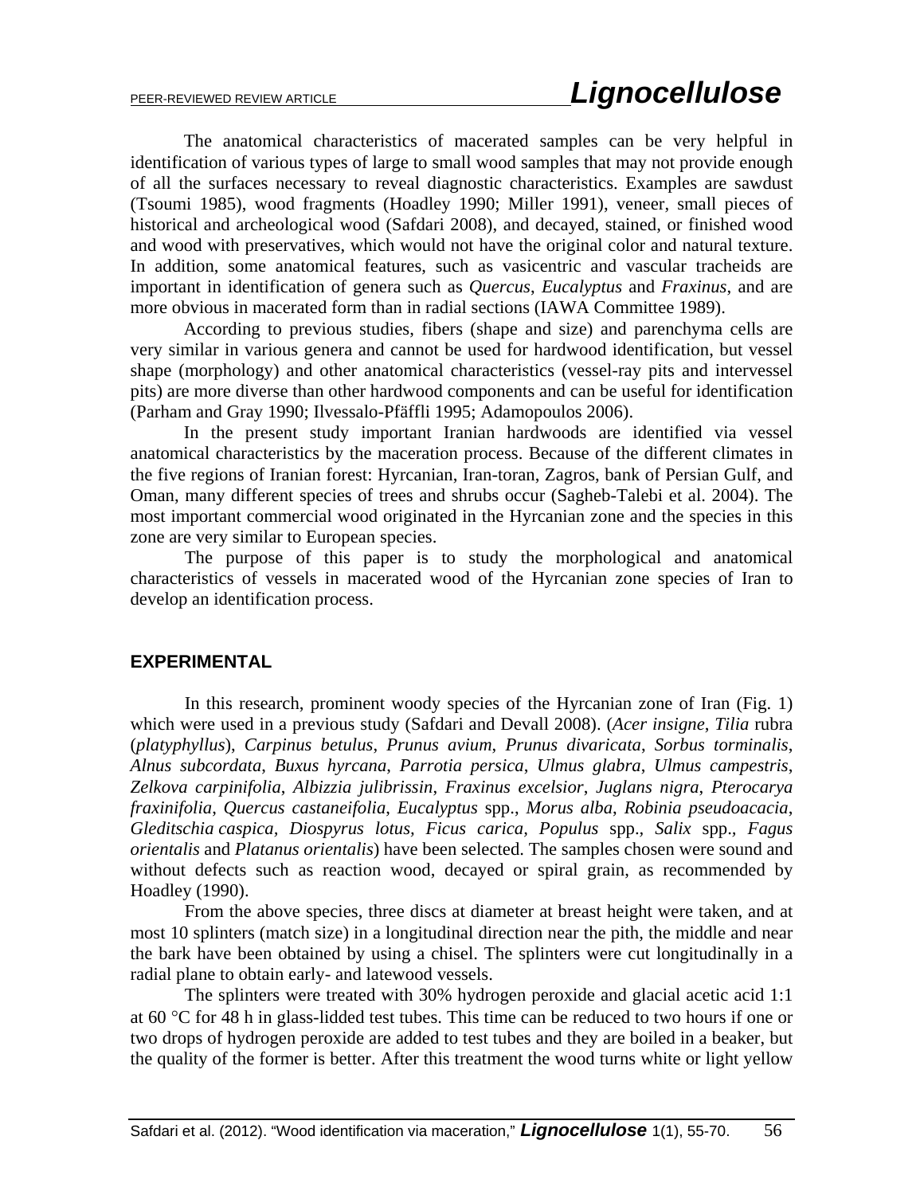The anatomical characteristics of macerated samples can be very helpful in identification of various types of large to small wood samples that may not provide enough of all the surfaces necessary to reveal diagnostic characteristics. Examples are sawdust (Tsoumi 1985), wood fragments (Hoadley 1990; Miller 1991), veneer, small pieces of historical and archeological wood (Safdari 2008), and decayed, stained, or finished wood and wood with preservatives, which would not have the original color and natural texture. In addition, some anatomical features, such as vasicentric and vascular tracheids are important in identification of genera such as *Quercus*, *Eucalyptus* and *Fraxinus*, and are more obvious in macerated form than in radial sections (IAWA Committee 1989).

According to previous studies, fibers (shape and size) and parenchyma cells are very similar in various genera and cannot be used for hardwood identification, but vessel shape (morphology) and other anatomical characteristics (vessel-ray pits and intervessel pits) are more diverse than other hardwood components and can be useful for identification (Parham and Gray 1990; Ilvessalo-Pfäffli 1995; Adamopoulos 2006).

In the present study important Iranian hardwoods are identified via vessel anatomical characteristics by the maceration process. Because of the different climates in the five regions of Iranian forest: Hyrcanian, Iran-toran, Zagros, bank of Persian Gulf, and Oman, many different species of trees and shrubs occur (Sagheb-Talebi et al. 2004). The most important commercial wood originated in the Hyrcanian zone and the species in this zone are very similar to European species.

The purpose of this paper is to study the morphological and anatomical characteristics of vessels in macerated wood of the Hyrcanian zone species of Iran to develop an identification process.

## EXPERIMENTAL

In this research, prominent woody species of the Hyrcanian zone of Iran (Fig. 1) which were used in a previous study (Safdari and Devall 2008). (*Acer insigne*, *Tilia* rubra (*platyphyllus*), *Carpinus betulus*, *Prunus avium*, *Prunus divaricata*, *Sorbus torminalis*, *Alnus subcordata*, *Buxus hyrcana*, *Parrotia persica*, *Ulmus glabra*, *Ulmus campestris*, *Zelkova carpinifolia*, *Albizzia julibrissin*, *Fraxinus excelsior*, *Juglans nigra*, *Pterocarya fraxinifolia*, *Quercus castaneifolia*, *Eucalyptus* spp., *Morus alba*, *Robinia pseudoacacia*, *Gleditschia caspica*, *Diospyrus lotus*, *Ficus carica*, *Populus* spp., *Salix* spp., *Fagus orientalis* and *Platanus orientalis*) have been selected. The samples chosen were sound and without defects such as reaction wood, decayed or spiral grain, as recommended by Hoadley (1990).

From the above species, three discs at diameter at breast height were taken, and at most 10 splinters (match size) in a longitudinal direction near the pith, the middle and near the bark have been obtained by using a chisel. The splinters were cut longitudinally in a radial plane to obtain early- and latewood vessels.

The splinters were treated with 30% hydrogen peroxide and glacial acetic acid 1:1 at 60 °C for 48 h in glass-lidded test tubes. This time can be reduced to two hours if one or two drops of hydrogen peroxide are added to test tubes and they are boiled in a beaker, but the quality of the former is better. After this treatment the wood turns white or light yellow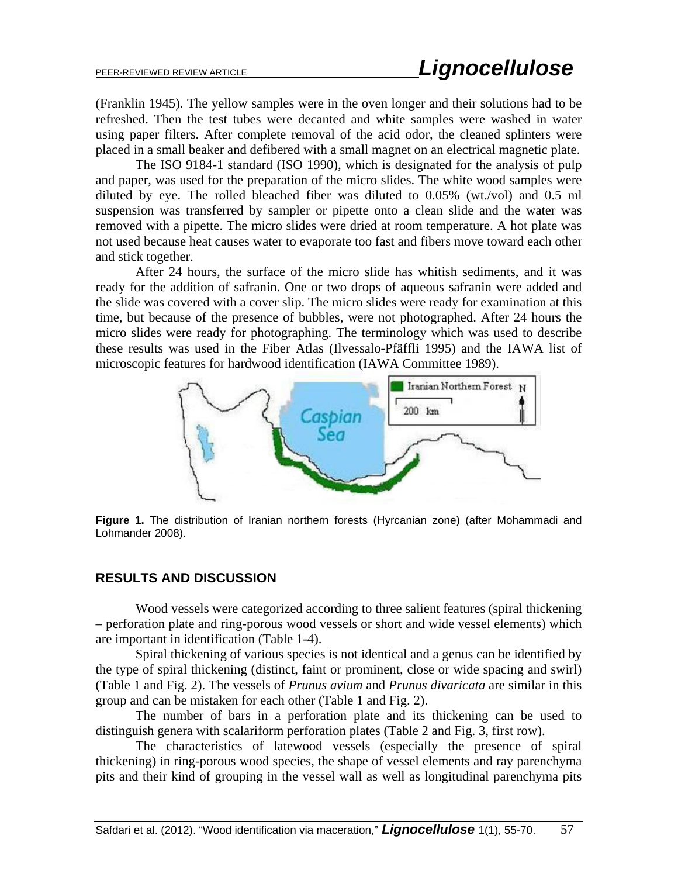(Franklin 1945). The yellow samples were in the oven longer and their solutions had to be refreshed. Then the test tubes were decanted and white samples were washed in water using paper filters. After complete removal of the acid odor, the cleaned splinters were placed in a small beaker and defibered with a small magnet on an electrical magnetic plate.

The ISO 9184-1 standard (ISO 1990), which is designated for the analysis of pulp and paper, was used for the preparation of the micro slides. The white wood samples were diluted by eye. The rolled bleached fiber was diluted to 0.05% (wt./vol) and 0.5 ml suspension was transferred by sampler or pipette onto a clean slide and the water was removed with a pipette. The micro slides were dried at room temperature. A hot plate was not used because heat causes water to evaporate too fast and fibers move toward each other and stick together.

After 24 hours, the surface of the micro slide has whitish sediments, and it was ready for the addition of safranin. One or two drops of aqueous safranin were added and the slide was covered with a cover slip. The micro slides were ready for examination at this time, but because of the presence of bubbles, were not photographed. After 24 hours the micro slides were ready for photographing. The terminology which was used to describe these results was used in the Fiber Atlas (Ilvessalo-Pfäffli 1995) and the IAWA list of microscopic features for hardwood identification (IAWA Committee 1989).

**Figure 1.** The distribution of Iranian northern forests (Hyrcanian zone) (after Mohammadi and Lohmander 2008).

## RESULTS AND DISCUSSION

Wood vessels were categorized according to three salient features (spiral thickening – perforation plate and ring-porous wood vessels or short and wide vessel elements) which are important in identification (Table 1-4).

Spiral thickening of various species is not identical and a genus can be identified by the type of spiral thickening (distinct, faint or prominent, close or wide spacing and swirl) (Table 1 and Fig. 2). The vessels of *Prunus avium* and *Prunus divaricata* are similar in this group and can be mistaken for each other (Table 1 and Fig. 2).

The number of bars in a perforation plate and its thickening can be used to distinguish genera with scalariform perforation plates (Table 2 and Fig. 3, first row).

The characteristics of latewood vessels (especially the presence of spiral thickening) in ring-porous wood species, the shape of vessel elements and ray parenchyma pits and their kind of grouping in the vessel wall as well as longitudinal parenchyma pits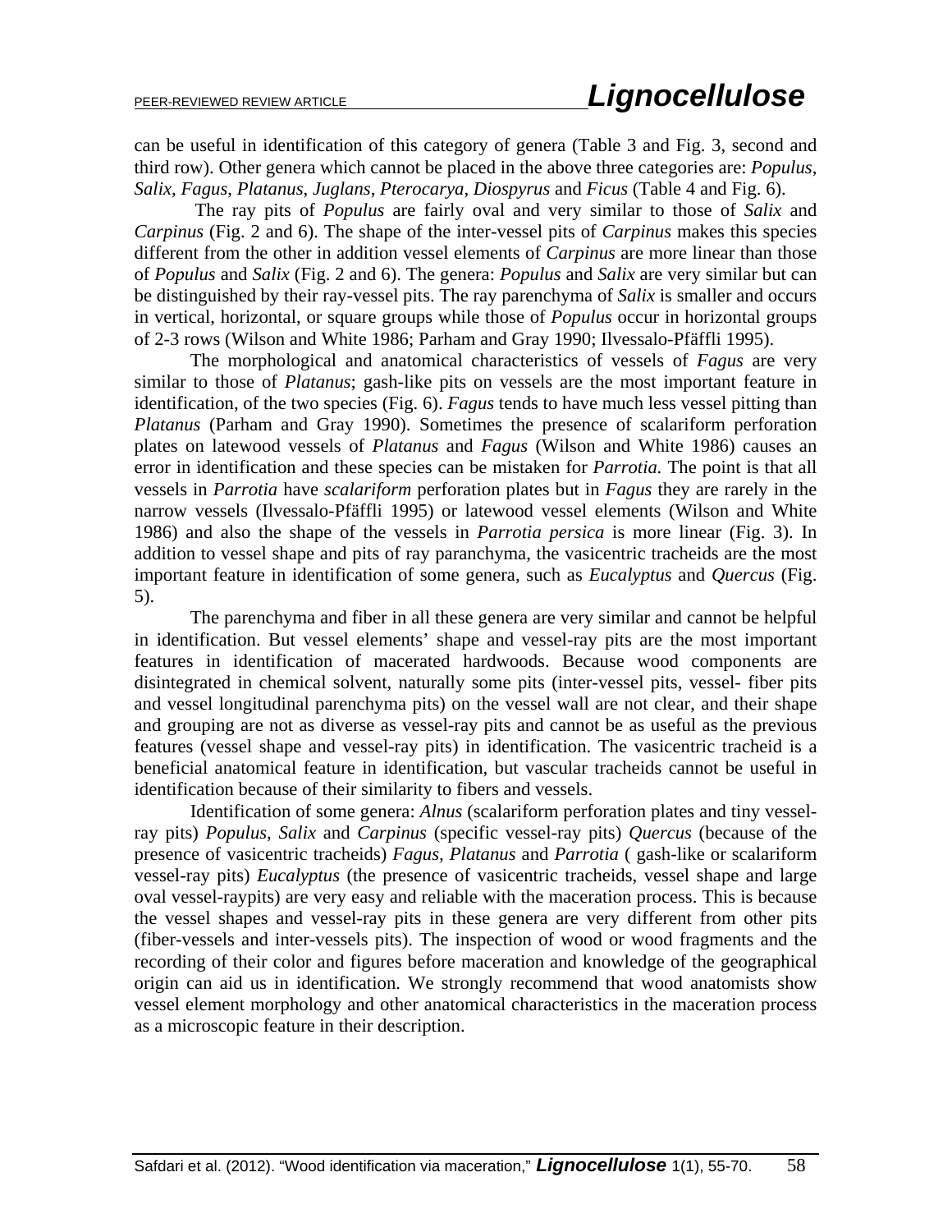can be useful in identification of this category of genera (Table 3 and Fig. 3, second and third row). Other genera which cannot be placed in the above three categories are: *Populus*, *Salix*, *Fagus*, *Platanus*, *Juglans*, *Pterocarya*, *Diospyrus* and *Ficus* (Table 4 and Fig. 6).

The ray pits of *Populus* are fairly oval and very similar to those of *Salix* and *Carpinus* (Fig. 2 and 6). The shape of the inter-vessel pits of *Carpinus* makes this species different from the other in addition vessel elements of *Carpinus* are more linear than those of *Populus* and *Salix* (Fig. 2 and 6). The genera: *Populus* and *Salix* are very similar but can be distinguished by their ray-vessel pits. The ray parenchyma of *Salix* is smaller and occurs in vertical, horizontal, or square groups while those of *Populus* occur in horizontal groups of 2-3 rows (Wilson and White 1986; Parham and Gray 1990; Ilvessalo-Pfäffli 1995).

The morphological and anatomical characteristics of vessels of *Fagus* are very similar to those of *Platanus*; gash-like pits on vessels are the most important feature in identification, of the two species (Fig. 6). *Fagus* tends to have much less vessel pitting than *Platanus* (Parham and Gray 1990). Sometimes the presence of scalariform perforation plates on latewood vessels of *Platanus* and *Fagus* (Wilson and White 1986) causes an error in identification and these species can be mistaken for *Parrotia.* The point is that all vessels in *Parrotia* have *scalariform* perforation plates but in *Fagus* they are rarely in the narrow vessels (Ilvessalo-Pfäffli 1995) or latewood vessel elements (Wilson and White 1986) and also the shape of the vessels in *Parrotia persica* is more linear (Fig. 3). In addition to vessel shape and pits of ray paranchyma, the vasicentric tracheids are the most important feature in identification of some genera, such as *Eucalyptus* and *Quercus* (Fig. 5).

The parenchyma and fiber in all these genera are very similar and cannot be helpful in identification. But vessel elements' shape and vessel-ray pits are the most important features in identification of macerated hardwoods. Because wood components are disintegrated in chemical solvent, naturally some pits (inter-vessel pits, vessel- fiber pits and vessel longitudinal parenchyma pits) on the vessel wall are not clear, and their shape and grouping are not as diverse as vessel-ray pits and cannot be as useful as the previous features (vessel shape and vessel-ray pits) in identification. The vasicentric tracheid is a beneficial anatomical feature in identification, but vascular tracheids cannot be useful in identification because of their similarity to fibers and vessels.

Identification of some genera: *Alnus* (scalariform perforation plates and tiny vessel-ray pits) *Populus*, *Salix* and *Carpinus* (specific vessel-ray pits) *Quercus* (because of the presence of vasicentric tracheids) *Fagus*, *Platanus* and *Parrotia* ( gash-like or scalariform vessel-ray pits) *Eucalyptus* (the presence of vasicentric tracheids, vessel shape and large oval vessel-raypits) are very easy and reliable with the maceration process. This is because the vessel shapes and vessel-ray pits in these genera are very different from other pits (fiber-vessels and inter-vessels pits). The inspection of wood or wood fragments and the recording of their color and figures before maceration and knowledge of the geographical origin can aid us in identification. We strongly recommend that wood anatomists show vessel element morphology and other anatomical characteristics in the maceration process as a microscopic feature in their description.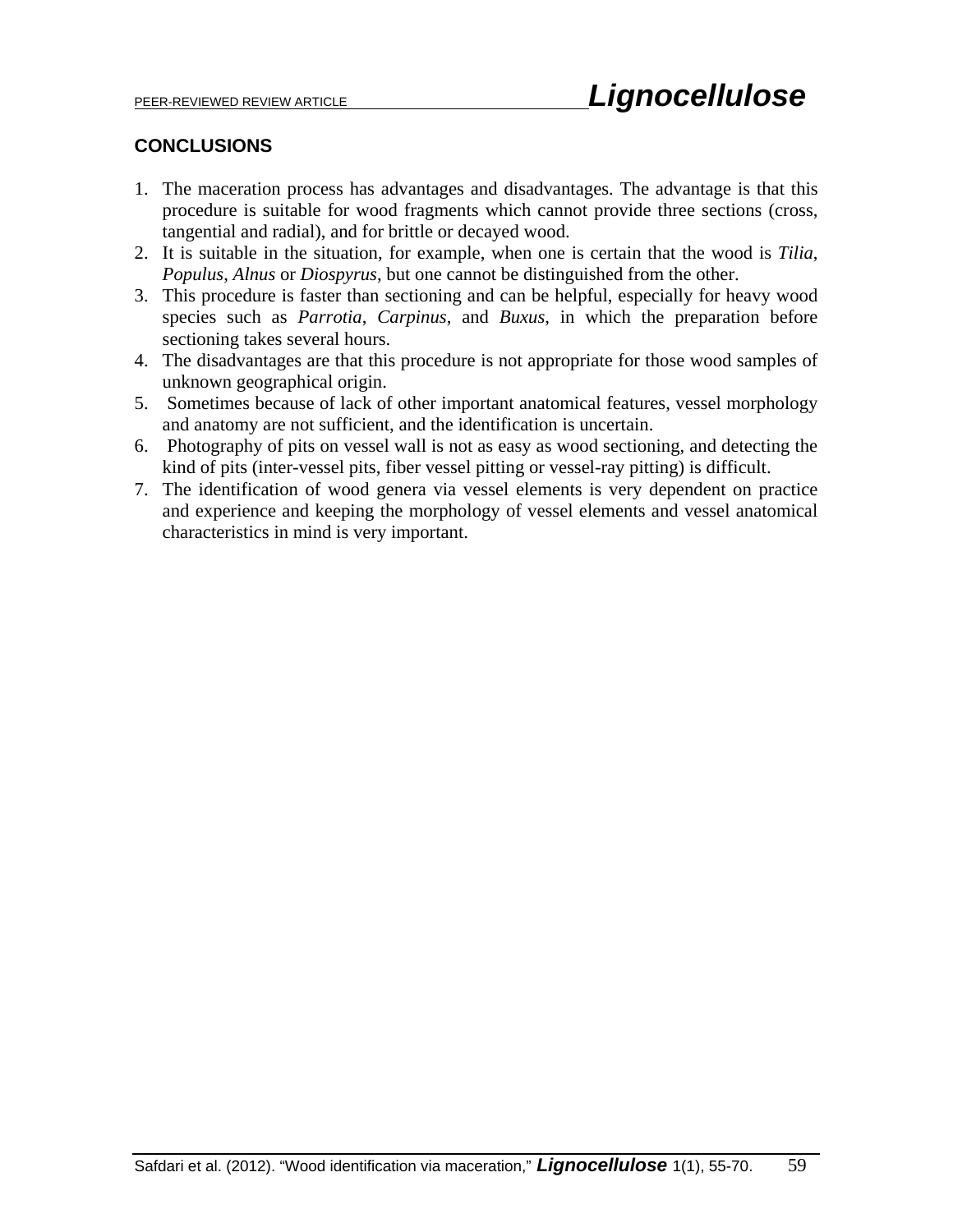## CONCLUSIONS

1. The maceration process has advantages and disadvantages. The advantage is that this procedure is suitable for wood fragments which cannot provide three sections (cross, tangential and radial), and for brittle or decayed wood.
2. It is suitable in the situation, for example, when one is certain that the wood is *Tilia*, *Populus*, *Alnus* or *Diospyrus*, but one cannot be distinguished from the other.
3. This procedure is faster than sectioning and can be helpful, especially for heavy wood species such as *Parrotia*, *Carpinus*, and *Buxus*, in which the preparation before sectioning takes several hours.
4. The disadvantages are that this procedure is not appropriate for those wood samples of unknown geographical origin.
5. Sometimes because of lack of other important anatomical features, vessel morphology and anatomy are not sufficient, and the identification is uncertain.
6. Photography of pits on vessel wall is not as easy as wood sectioning, and detecting the kind of pits (inter-vessel pits, fiber vessel pitting or vessel-ray pitting) is difficult.
7. The identification of wood genera via vessel elements is very dependent on practice and experience and keeping the morphology of vessel elements and vessel anatomical characteristics in mind is very important.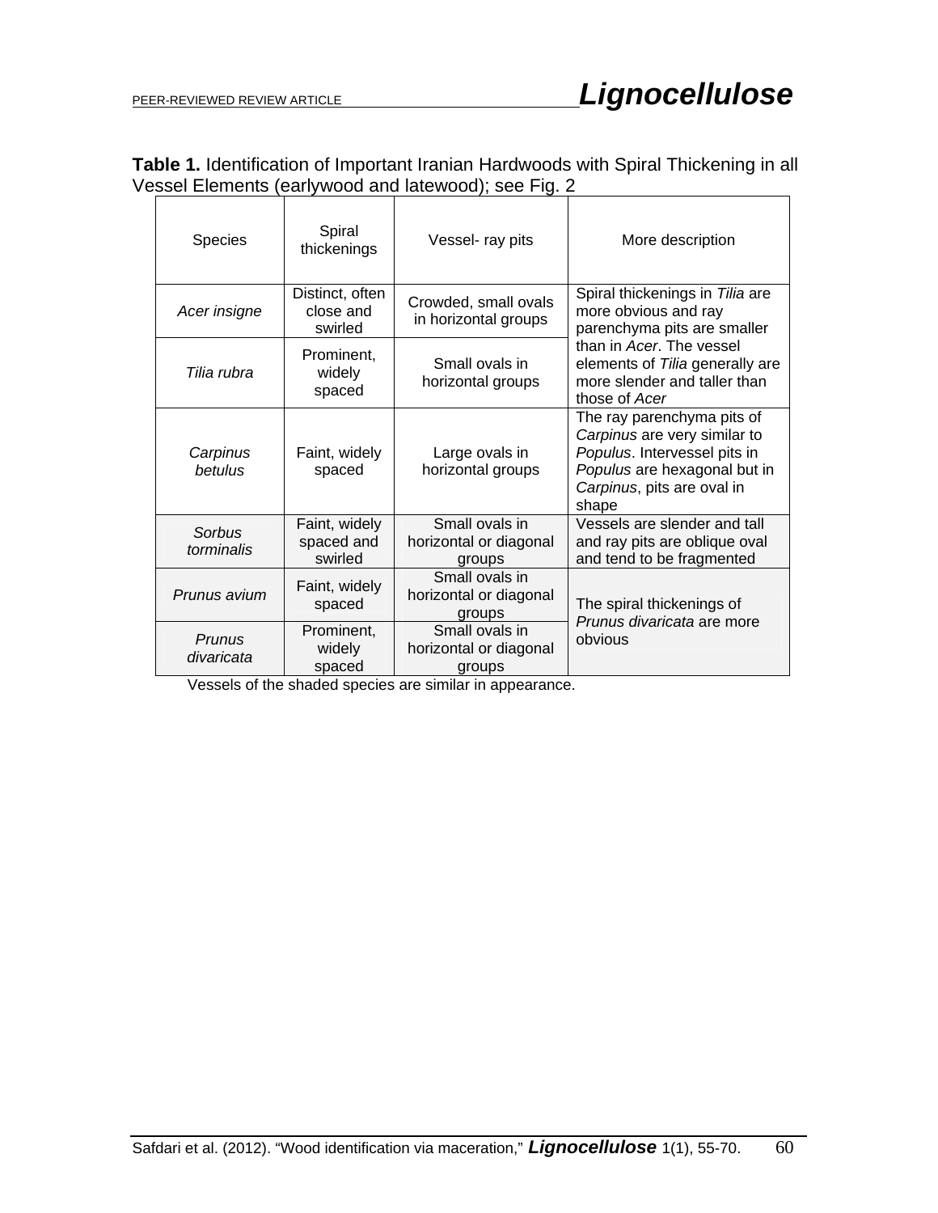**Table 1.** Identification of Important Iranian Hardwoods with Spiral Thickening in all Vessel Elements (earlywood and latewood); see Fig. 2

| Species | Spiral thickenings | Vessel- ray pits | More description |
|---|---|---|---|
| *Acer insigne* | Distinct, often close and swirled | Crowded, small ovals in horizontal groups | Spiral thickenings in *Tilia* are more obvious and ray parenchyma pits are smaller than in *Acer*. The vessel elements of *Tilia* generally are more slender and taller than those of *Acer* |
| *Tilia rubra* | Prominent, widely spaced | Small ovals in horizontal groups | |
| *Carpinus betulus* | Faint, widely spaced | Large ovals in horizontal groups | The ray parenchyma pits of *Carpinus* are very similar to *Populus*. Intervessel pits in *Populus* are hexagonal but in *Carpinus*, pits are oval in shape |
| *Sorbus torminalis* | Faint, widely spaced and swirled | Small ovals in horizontal or diagonal groups | Vessels are slender and tall and ray pits are oblique oval and tend to be fragmented |
| *Prunus avium* | Faint, widely spaced | Small ovals in horizontal or diagonal groups | The spiral thickenings of *Prunus divaricata* are more obvious |
| *Prunus divaricata* | Prominent, widely spaced | Small ovals in horizontal or diagonal groups | |

Vessels of the shaded species are similar in appearance.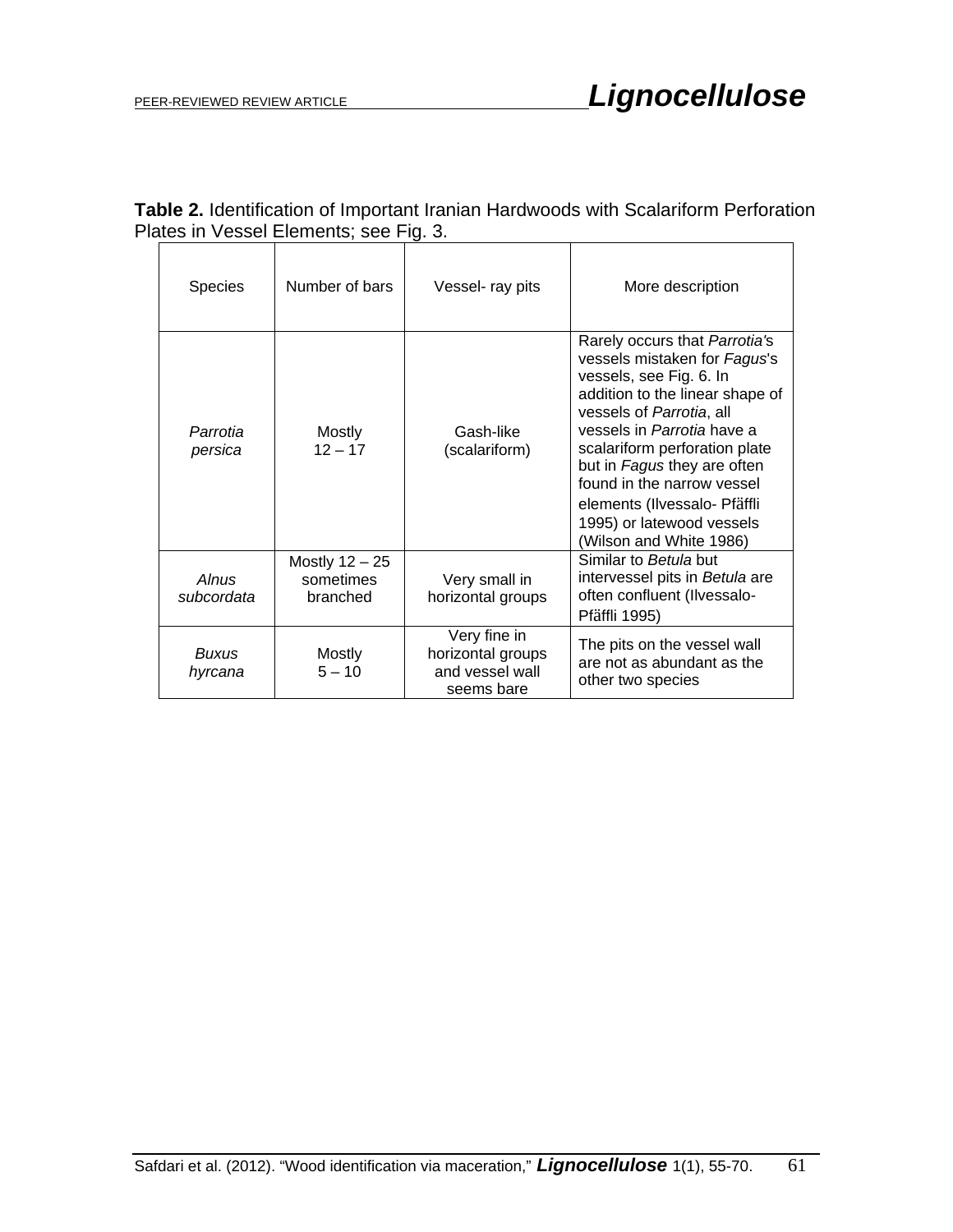**Table 2.** Identification of Important Iranian Hardwoods with Scalariform Perforation Plates in Vessel Elements; see Fig. 3.

| Species | Number of bars | Vessel- ray pits | More description |
|---|---|---|---|
| *Parrotia persica* | Mostly 12 – 17 | Gash-like (scalariform) | Rarely occurs that *Parrotia*'s vessels mistaken for *Fagus*'s vessels, see Fig. 6. In addition to the linear shape of vessels of *Parrotia*, all vessels in *Parrotia* have a scalariform perforation plate but in *Fagus* they are often found in the narrow vessel elements (Ilvessalo- Pfäffli 1995) or latewood vessels (Wilson and White 1986) |
| *Alnus subcordata* | Mostly 12 – 25 sometimes branched | Very small in horizontal groups | Similar to *Betula* but intervessel pits in *Betula* are often confluent (Ilvessalo- Pfäffli 1995) |
| *Buxus hyrcana* | Mostly 5 – 10 | Very fine in horizontal groups and vessel wall seems bare | The pits on the vessel wall are not as abundant as the other two species |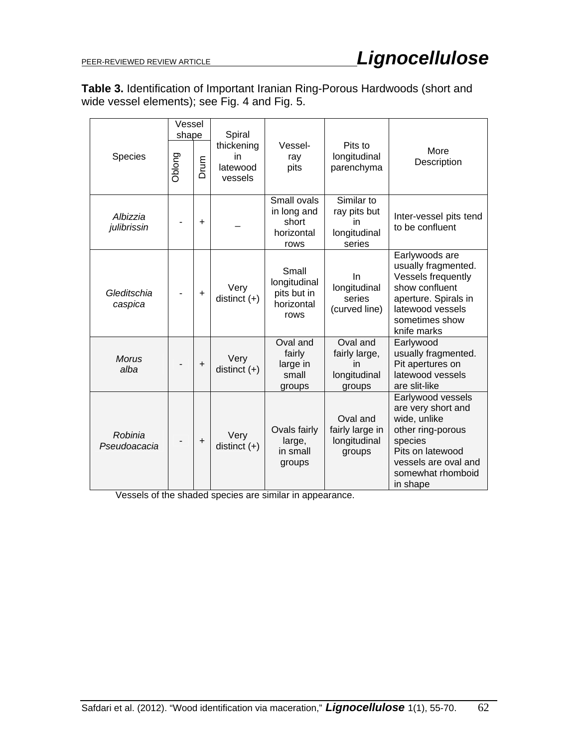**Table 3.** Identification of Important Iranian Ring-Porous Hardwoods (short and wide vessel elements); see Fig. 4 and Fig. 5.

| Species | Vessel shape | | Spiral thickening in latewood vessels | Vessel-ray pits | Pits to longitudinal parenchyma | More Description |
|---|---|---|---|---|---|---|
| | Oblong | Drum | | | | |
| *Albizzia julibrissin* | - | + | – | Small ovals in long and short horizontal rows | Similar to ray pits but in longitudinal series | Inter-vessel pits tend to be confluent |
| *Gleditschia caspica* | - | + | Very distinct (+) | Small longitudinal pits but in horizontal rows | In longitudinal series (curved line) | Earlywoods are usually fragmented. Vessels frequently show confluent aperture. Spirals in latewood vessels sometimes show knife marks |
| *Morus alba* | - | + | Very distinct (+) | Oval and fairly large in small groups | Oval and fairly large, in longitudinal groups | Earlywood usually fragmented. Pit apertures on latewood vessels are slit-like |
| *Robinia Pseudoacacia* | - | + | Very distinct (+) | Ovals fairly large, in small groups | Oval and fairly large in longitudinal groups | Earlywood vessels are very short and wide, unlike other ring-porous species Pits on latewood vessels are oval and somewhat rhomboid in shape |

Vessels of the shaded species are similar in appearance.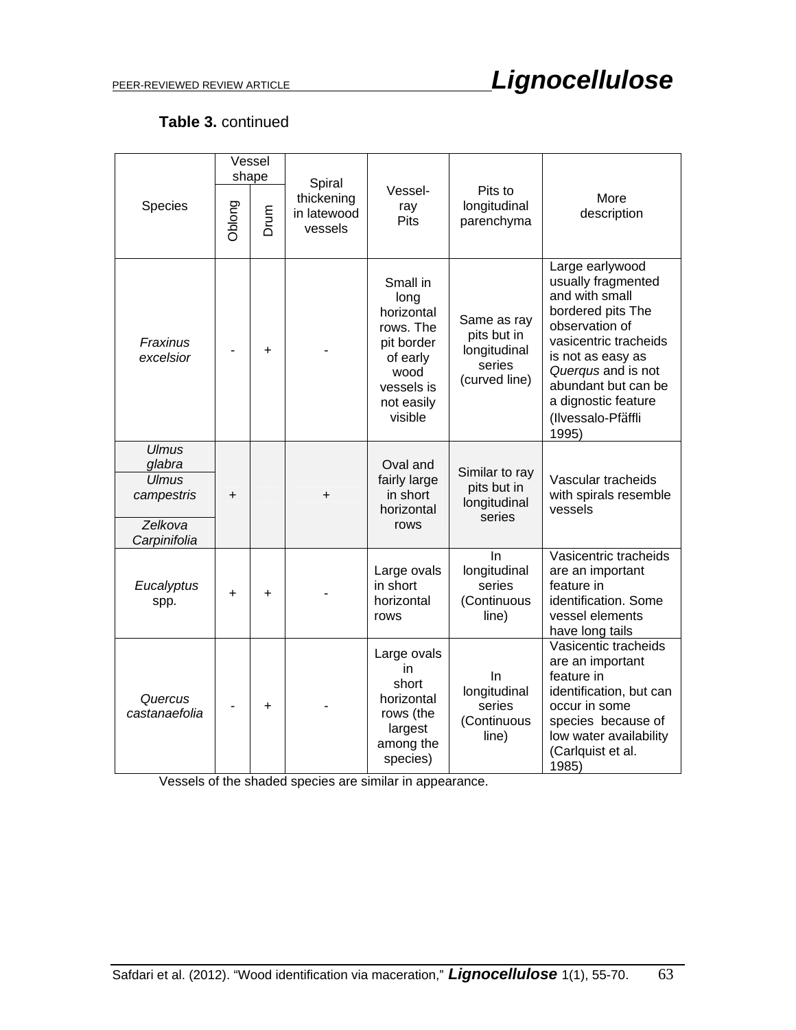**Table 3.** continued

| Species | Vessel shape | | Spiral thickening in latewood vessels | Vessel-ray Pits | Pits to longitudinal parenchyma | More description |
|---|---|---|---|---|---|---|
| | Oblong | Drum | | | | |
| *Fraxinus excelsior* | - | + | - | Small in long horizontal rows. The pit border of early wood vessels is not easily visible | Same as ray pits but in longitudinal series (curved line) | Large earlywood usually fragmented and with small bordered pits The observation of vasicentric tracheids is not as easy as *Querqus* and is not abundant but can be a dignostic feature (Ilvessalo-Pfäffli 1995) |
| *Ulmus glabra* / *Ulmus campestris* / *Zelkova Carpinifolia* | + | | + | Oval and fairly large in short horizontal rows | Similar to ray pits but in longitudinal series | Vascular tracheids with spirals resemble vessels |
| *Eucalyptus* spp. | + | + | - | Large ovals in short horizontal rows | In longitudinal series (Continuous line) | Vasicentric tracheids are an important feature in identification. Some vessel elements have long tails |
| *Quercus castanaefolia* | - | + | - | Large ovals in short horizontal rows (the largest among the species) | In longitudinal series (Continuous line) | Vasicentic tracheids are an important feature in identification, but can occur in some species because of low water availability (Carlquist et al. 1985) |

Vessels of the shaded species are similar in appearance.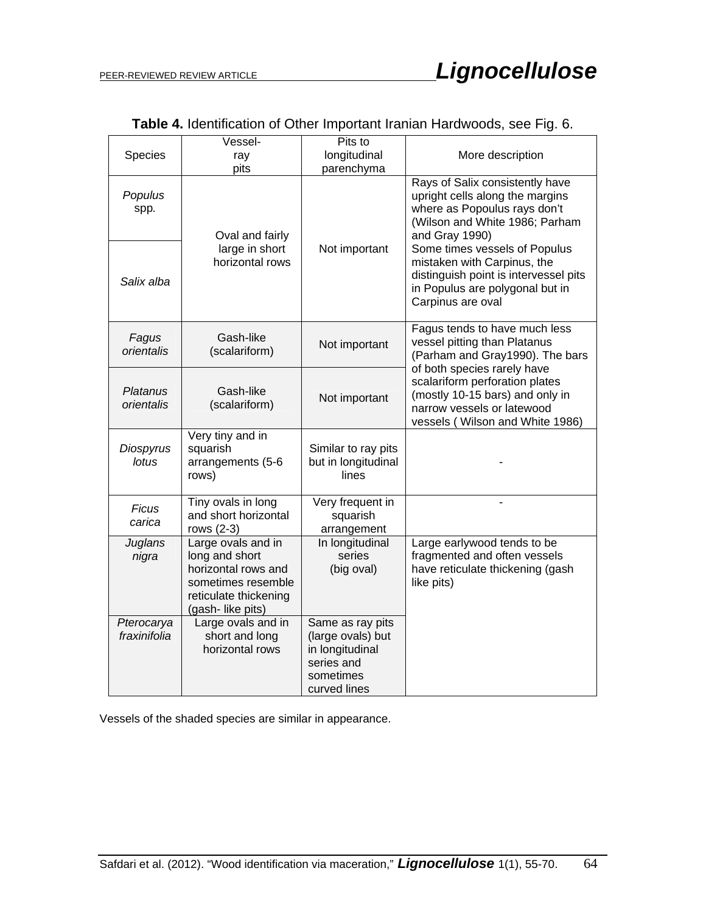**Table 4.** Identification of Other Important Iranian Hardwoods, see Fig. 6.

| Species | Vessel-ray pits | Pits to longitudinal parenchyma | More description |
|---|---|---|---|
| *Populus* spp. | Oval and fairly large in short horizontal rows | Not important | Rays of Salix consistently have upright cells along the margins where as Popoulus rays don't (Wilson and White 1986; Parham and Gray 1990) Some times vessels of Populus mistaken with Carpinus, the distinguish point is intervessel pits in Populus are polygonal but in Carpinus are oval |
| *Salix alba* | | | |
| *Fagus orientalis* | Gash-like (scalariform) | Not important | Fagus tends to have much less vessel pitting than Platanus (Parham and Gray1990). The bars of both species rarely have scalariform perforation plates (mostly 10-15 bars) and only in narrow vessels or latewood vessels ( Wilson and White 1986) |
| *Platanus orientalis* | Gash-like (scalariform) | Not important | |
| *Diospyrus lotus* | Very tiny and in squarish arrangements (5-6 rows) | Similar to ray pits but in longitudinal lines | - |
| *Ficus carica* | Tiny ovals in long and short horizontal rows (2-3) | Very frequent in squarish arrangement | - |
| *Juglans nigra* | Large ovals and in long and short horizontal rows and sometimes resemble reticulate thickening (gash- like pits) | In longitudinal series (big oval) | Large earlywood tends to be fragmented and often vessels have reticulate thickening (gash like pits) |
| *Pterocarya fraxinifolia* | Large ovals and in short and long horizontal rows | Same as ray pits (large ovals) but in longitudinal series and sometimes curved lines | |

Vessels of the shaded species are similar in appearance.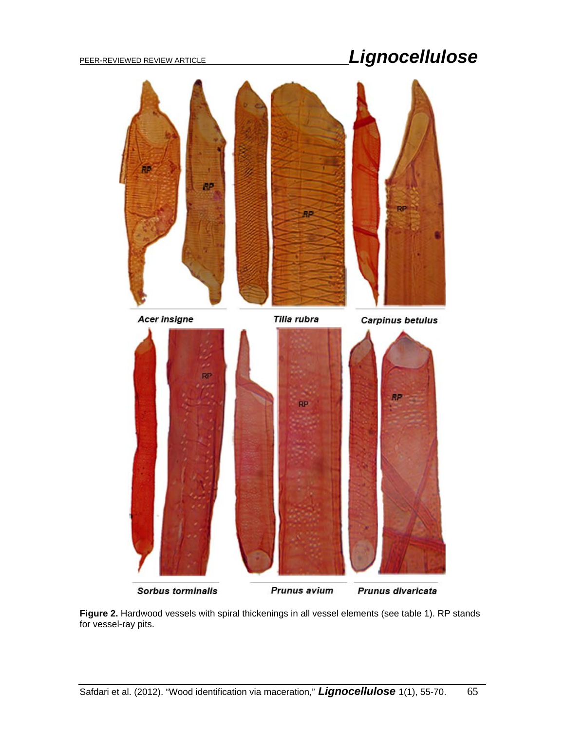**Figure 2.** Hardwood vessels with spiral thickenings in all vessel elements (see table 1). RP stands for vessel-ray pits.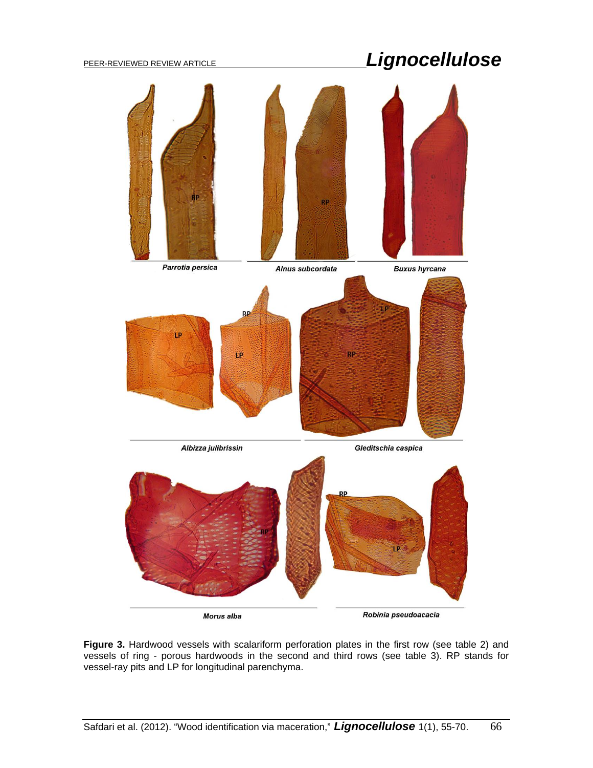Parrotia persica

Alnus subcordata

Buxus hyrcana

Albizza julibrissin

Gleditschia caspica

Morus alba

Robinia pseudoacacia

**Figure 3.** Hardwood vessels with scalariform perforation plates in the first row (see table 2) and vessels of ring - porous hardwoods in the second and third rows (see table 3). RP stands for vessel-ray pits and LP for longitudinal parenchyma.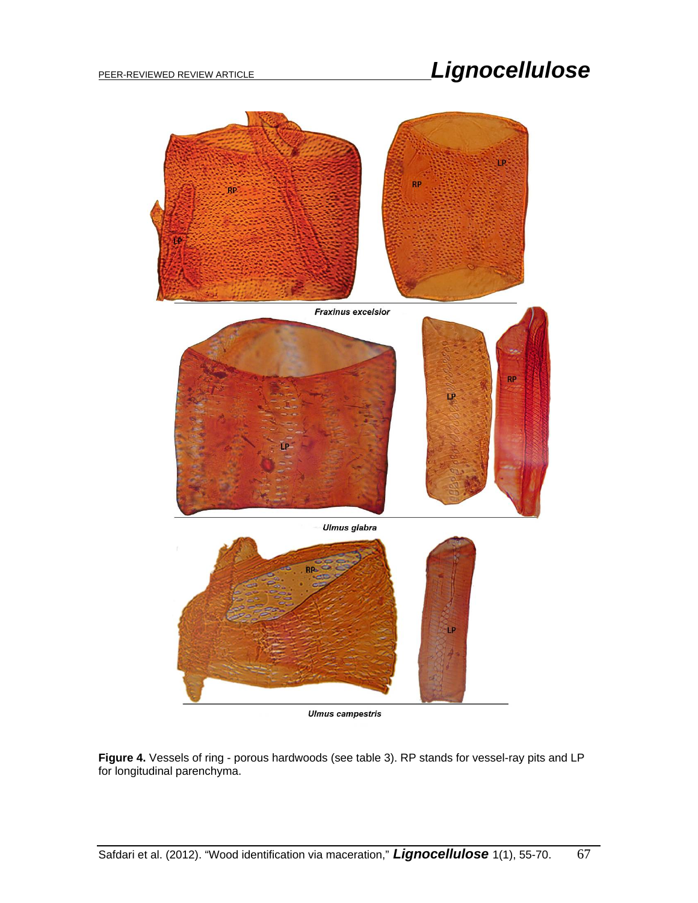**Figure 4.** Vessels of ring - porous hardwoods (see table 3). RP stands for vessel-ray pits and LP for longitudinal parenchyma.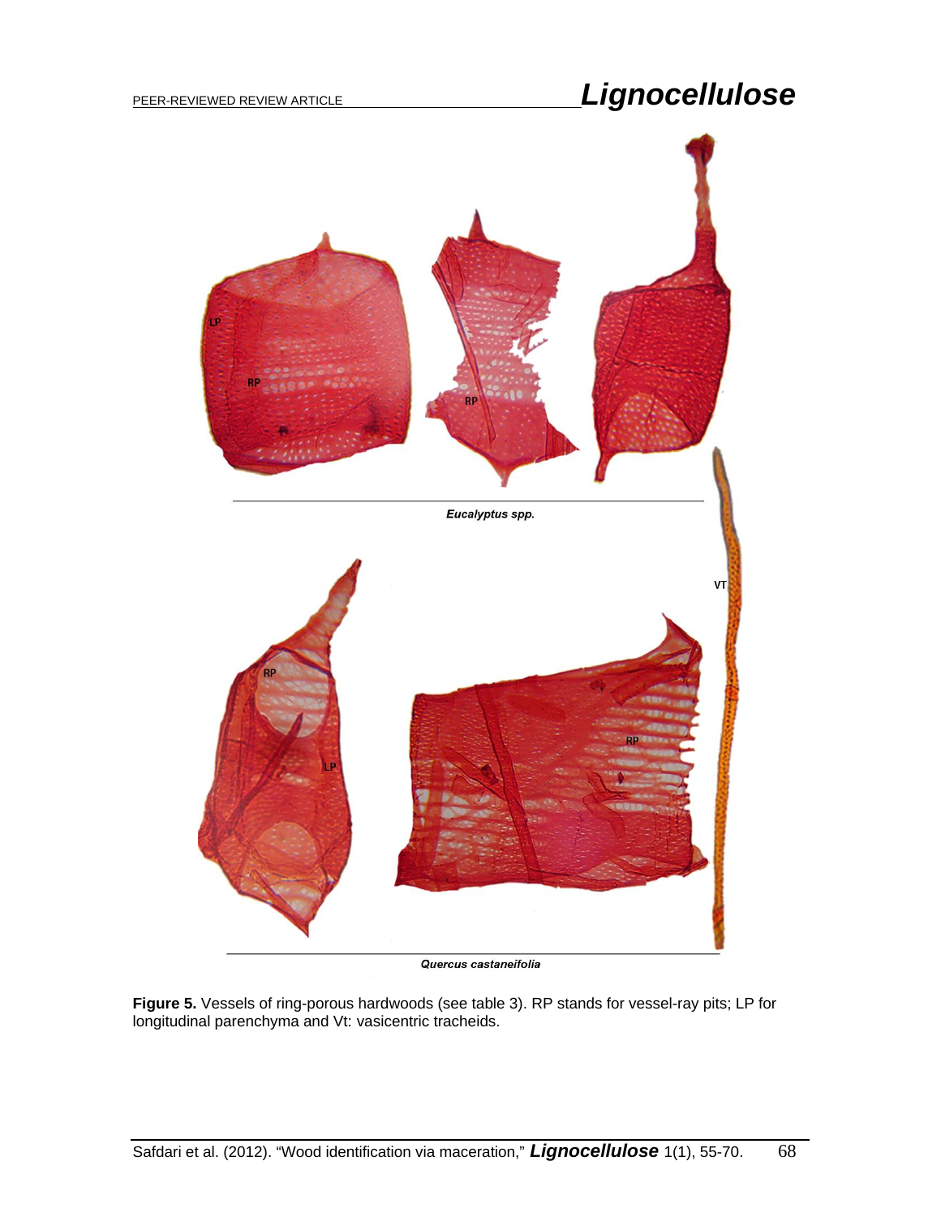**Figure 5.** Vessels of ring-porous hardwoods (see table 3). RP stands for vessel-ray pits; LP for longitudinal parenchyma and Vt: vasicentric tracheids.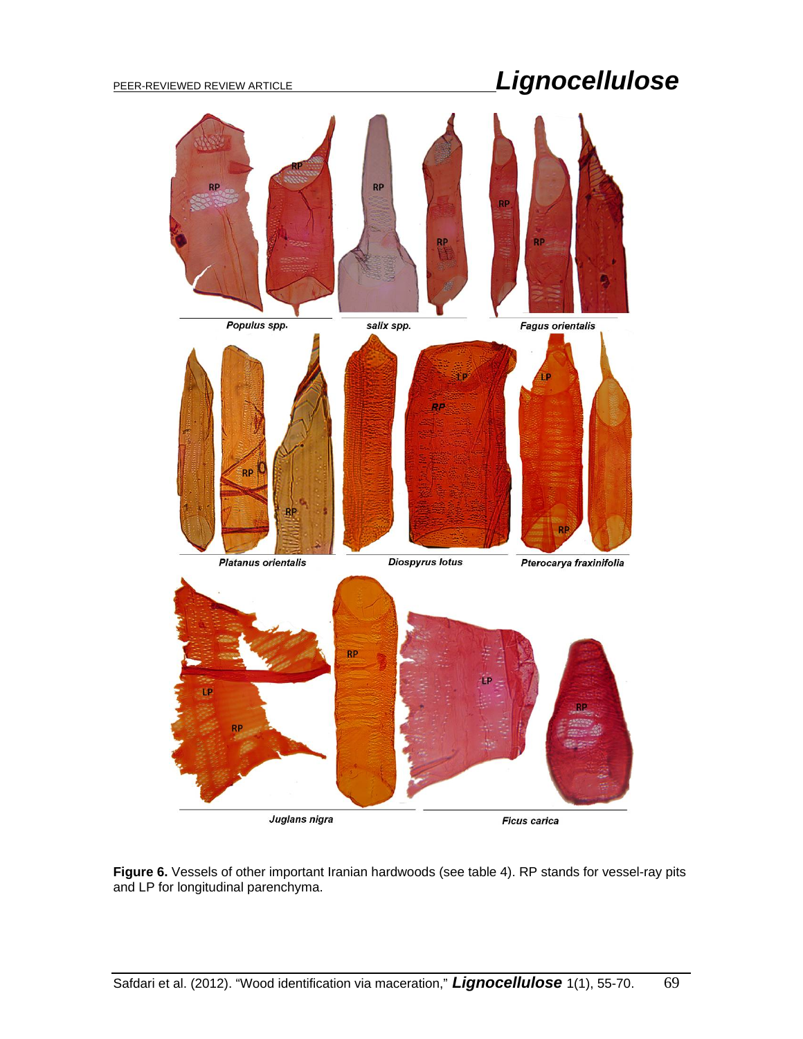**Figure 6.** Vessels of other important Iranian hardwoods (see table 4). RP stands for vessel-ray pits and LP for longitudinal parenchyma.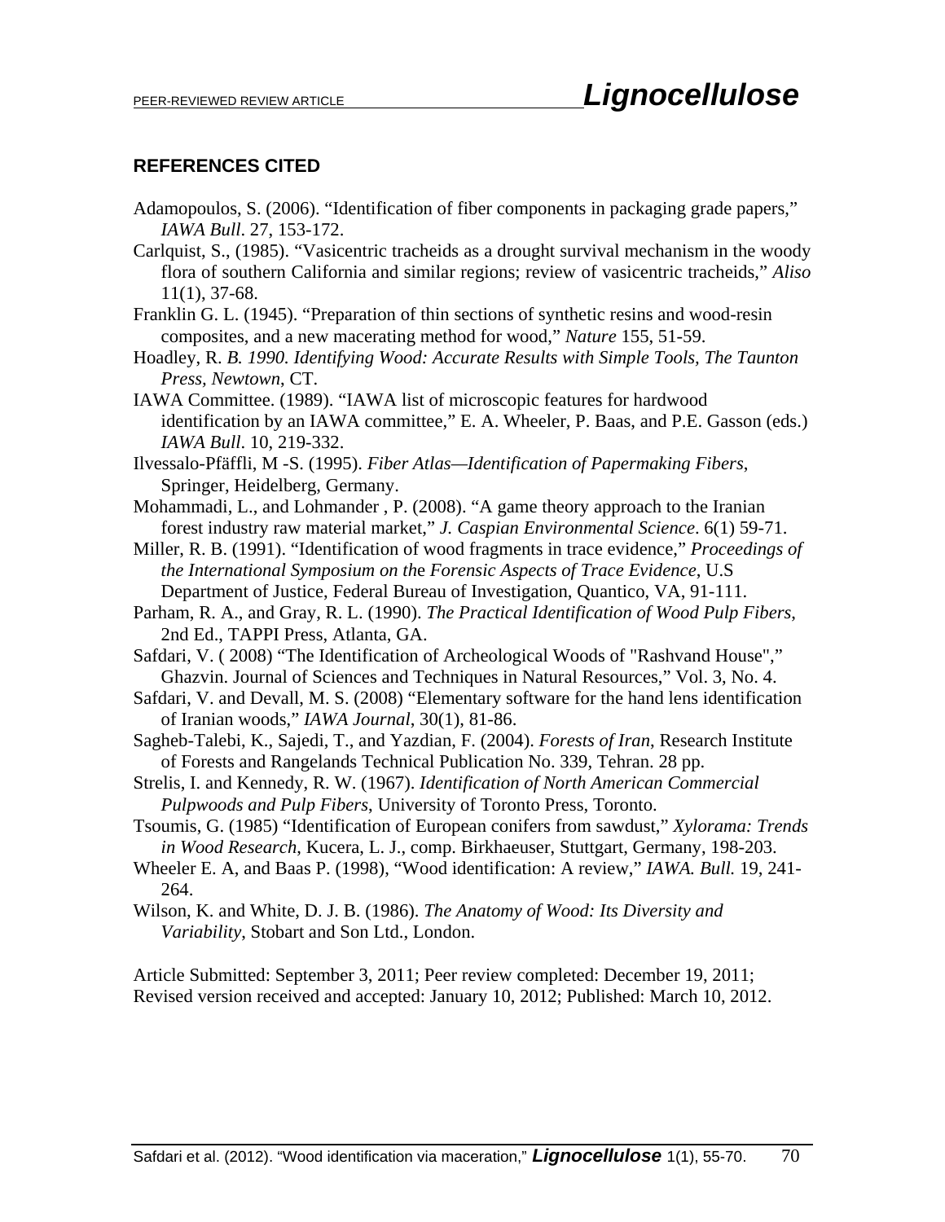## REFERENCES CITED

Adamopoulos, S. (2006). "Identification of fiber components in packaging grade papers," *IAWA Bull*. 27, 153-172.

Carlquist, S., (1985). "Vasicentric tracheids as a drought survival mechanism in the woody flora of southern California and similar regions; review of vasicentric tracheids," *Aliso* 11(1), 37-68.

Franklin G. L. (1945). "Preparation of thin sections of synthetic resins and wood-resin composites, and a new macerating method for wood," *Nature* 155, 51-59.

Hoadley, R. *B. 1990. Identifying Wood: Accurate Results with Simple Tools, The Taunton Press, Newtown*, CT.

IAWA Committee. (1989). "IAWA list of microscopic features for hardwood identification by an IAWA committee," E. A. Wheeler, P. Baas, and P.E. Gasson (eds.) *IAWA Bull*. 10, 219-332.

Ilvessalo-Pfäffli, M -S. (1995). *Fiber Atlas—Identification of Papermaking Fibers*, Springer, Heidelberg, Germany.

Mohammadi, L., and Lohmander , P. (2008). "A game theory approach to the Iranian forest industry raw material market," *J. Caspian Environmental Science*. 6(1) 59-71.

Miller, R. B. (1991). "Identification of wood fragments in trace evidence," *Proceedings of the International Symposium on the Forensic Aspects of Trace Evidence*, U.S Department of Justice, Federal Bureau of Investigation, Quantico, VA, 91-111.

Parham, R. A., and Gray, R. L. (1990). *The Practical Identification of Wood Pulp Fibers*, 2nd Ed., TAPPI Press, Atlanta, GA.

Safdari, V. ( 2008) "The Identification of Archeological Woods of "Rashvand House"," Ghazvin. Journal of Sciences and Techniques in Natural Resources," Vol. 3, No. 4.

Safdari, V. and Devall, M. S. (2008) "Elementary software for the hand lens identification of Iranian woods," *IAWA Journal*, 30(1), 81-86.

Sagheb-Talebi, K., Sajedi, T., and Yazdian, F. (2004). *Forests of Iran*, Research Institute of Forests and Rangelands Technical Publication No. 339, Tehran. 28 pp.

Strelis, I. and Kennedy, R. W. (1967). *Identification of North American Commercial Pulpwoods and Pulp Fibers*, University of Toronto Press, Toronto.

Tsoumis, G. (1985) "Identification of European conifers from sawdust," *Xylorama: Trends in Wood Research*, Kucera, L. J., comp. Birkhaeuser, Stuttgart, Germany, 198-203.

Wheeler E. A, and Baas P. (1998), "Wood identification: A review," *IAWA. Bull.* 19, 241-264.

Wilson, K. and White, D. J. B. (1986). *The Anatomy of Wood: Its Diversity and Variability*, Stobart and Son Ltd., London.

Article Submitted: September 3, 2011; Peer review completed: December 19, 2011; Revised version received and accepted: January 10, 2012; Published: March 10, 2012.